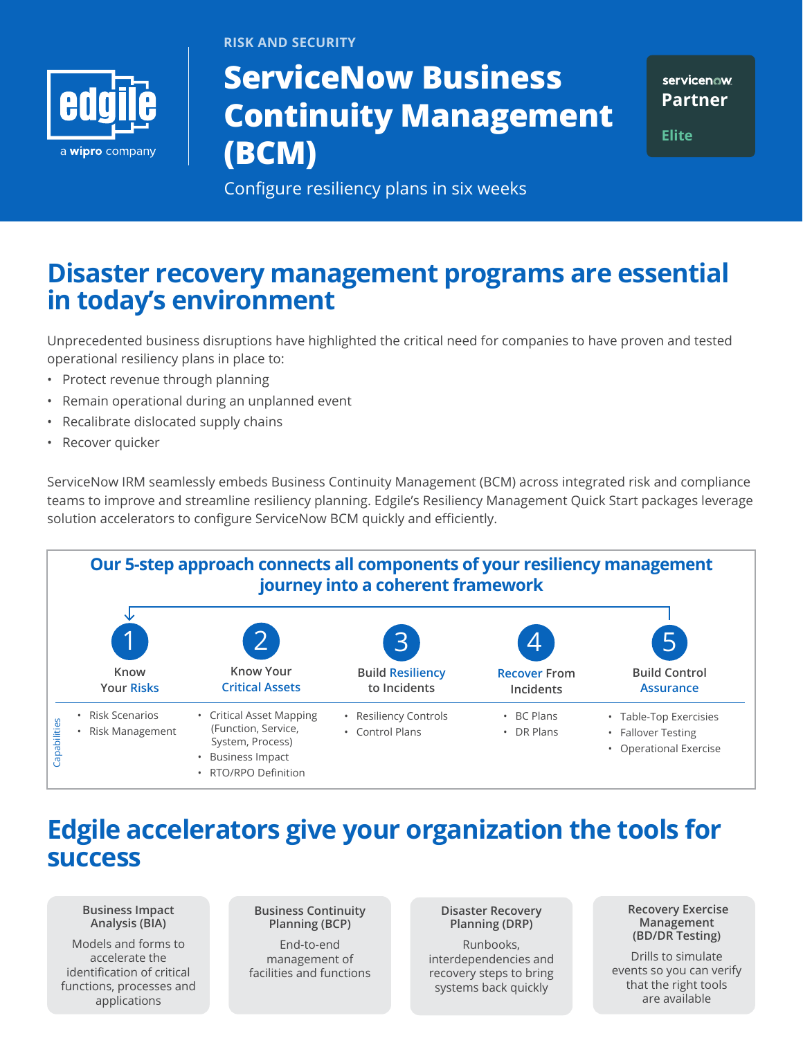RISK AND SECURITY

# ServiceNow Business Continuity Management (BCM)

Configure resiliency plans in six weeks

edgile — a wipro company

servicenow Partner Elite

## Disaster recovery management programs are essential in today's environment

Unprecedented business disruptions have highlighted the critical need for companies to have proven and tested operational resiliency plans in place to:

- Protect revenue through planning
- Remain operational during an unplanned event
- Recalibrate dislocated supply chains
- Recover quicker

ServiceNow IRM seamlessly embeds Business Continuity Management (BCM) across integrated risk and compliance teams to improve and streamline resiliency planning. Edgile's Resiliency Management Quick Start packages leverage solution accelerators to configure ServiceNow BCM quickly and efficiently.

### Our 5-step approach connects all components of your resiliency management journey into a coherent framework

| | 1 Know Your Risks | 2 Know Your Critical Assets | 3 Build Resiliency to Incidents | 4 Recover From Incidents | 5 Build Control Assurance |
|---|---|---|---|---|---|
| Capabilities | • Risk Scenarios<br>• Risk Management | • Critical Asset Mapping (Function, Service, System, Process)<br>• Business Impact<br>• RTO/RPO Definition | • Resiliency Controls<br>• Control Plans | • BC Plans<br>• DR Plans | • Table-Top Exercisies<br>• Fallover Testing<br>• Operational Exercise |

## Edgile accelerators give your organization the tools for success

**Business Impact Analysis (BIA)**
Models and forms to accelerate the identification of critical functions, processes and applications

**Business Continuity Planning (BCP)**
End-to-end management of facilities and functions

**Disaster Recovery Planning (DRP)**
Runbooks, interdependencies and recovery steps to bring systems back quickly

**Recovery Exercise Management (BD/DR Testing)**
Drills to simulate events so you can verify that the right tools are available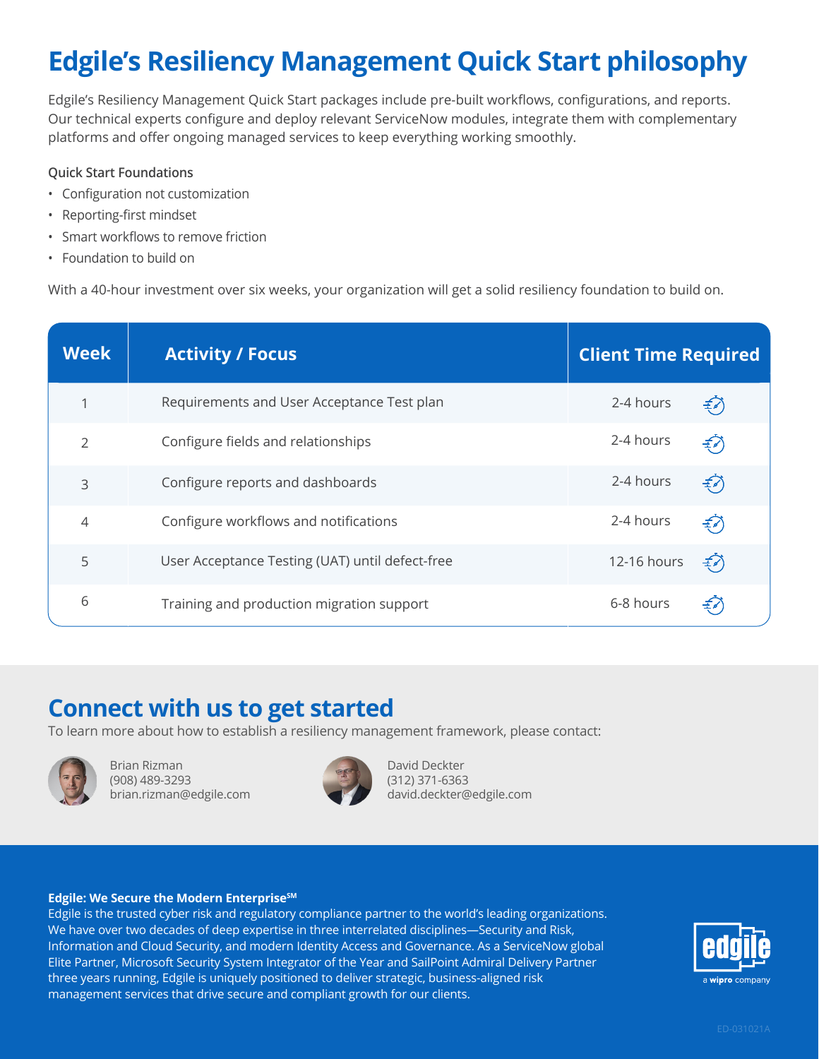# Edgile's Resiliency Management Quick Start philosophy

Edgile's Resiliency Management Quick Start packages include pre-built workflows, configurations, and reports. Our technical experts configure and deploy relevant ServiceNow modules, integrate them with complementary platforms and offer ongoing managed services to keep everything working smoothly.

Quick Start Foundations

- Configuration not customization
- Reporting-first mindset
- Smart workflows to remove friction
- Foundation to build on

With a 40-hour investment over six weeks, your organization will get a solid resiliency foundation to build on.

| Week | Activity / Focus | Client Time Required |
|---|---|---|
| 1 | Requirements and User Acceptance Test plan | 2-4 hours |
| 2 | Configure fields and relationships | 2-4 hours |
| 3 | Configure reports and dashboards | 2-4 hours |
| 4 | Configure workflows and notifications | 2-4 hours |
| 5 | User Acceptance Testing (UAT) until defect-free | 12-16 hours |
| 6 | Training and production migration support | 6-8 hours |

## Connect with us to get started

To learn more about how to establish a resiliency management framework, please contact:

Brian Rizman
(908) 489-3293
brian.rizman@edgile.com

David Deckter
(312) 371-6363
david.deckter@edgile.com

**Edgile: We Secure the Modern Enterprise℠**
Edgile is the trusted cyber risk and regulatory compliance partner to the world's leading organizations. We have over two decades of deep expertise in three interrelated disciplines—Security and Risk, Information and Cloud Security, and modern Identity Access and Governance. As a ServiceNow global Elite Partner, Microsoft Security System Integrator of the Year and SailPoint Admiral Delivery Partner three years running, Edgile is uniquely positioned to deliver strategic, business-aligned risk management services that drive secure and compliant growth for our clients.

edgile
a wipro company

ED-031021A